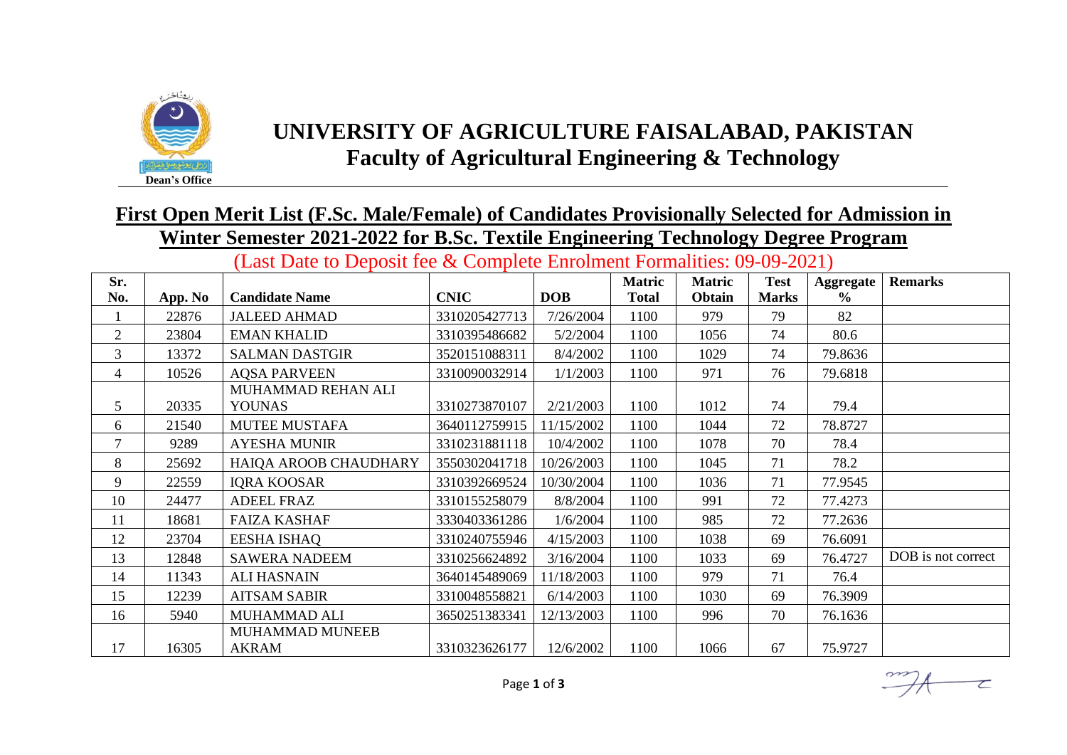# UNIVERSITY OF AGRICULTURE FAISALABAD, PAKISTAN

## Faculty of Agricultural Engineering & Technology

Dean's Office

## First Open Merit List (F.Sc. Male/Female) of Candidates Provisionally Selected for Admission in Winter Semester 2021-2022 for B.Sc. Textile Engineering Technology Degree Program

(Last Date to Deposit fee & Complete Enrolment Formalities: 09-09-2021)

| Sr. No. | App. No | Candidate Name | CNIC | DOB | Matric Total | Matric Obtain | Test Marks | Aggregate % | Remarks |
|---|---|---|---|---|---|---|---|---|---|
| 1 | 22876 | JALEED AHMAD | 3310205427713 | 7/26/2004 | 1100 | 979 | 79 | 82 | |
| 2 | 23804 | EMAN KHALID | 3310395486682 | 5/2/2004 | 1100 | 1056 | 74 | 80.6 | |
| 3 | 13372 | SALMAN DASTGIR | 3520151088311 | 8/4/2002 | 1100 | 1029 | 74 | 79.8636 | |
| 4 | 10526 | AQSA PARVEEN | 3310090032914 | 1/1/2003 | 1100 | 971 | 76 | 79.6818 | |
| 5 | 20335 | MUHAMMAD REHAN ALI YOUNAS | 3310273870107 | 2/21/2003 | 1100 | 1012 | 74 | 79.4 | |
| 6 | 21540 | MUTEE MUSTAFA | 3640112759915 | 11/15/2002 | 1100 | 1044 | 72 | 78.8727 | |
| 7 | 9289 | AYESHA MUNIR | 3310231881118 | 10/4/2002 | 1100 | 1078 | 70 | 78.4 | |
| 8 | 25692 | HAIQA AROOB CHAUDHARY | 3550302041718 | 10/26/2003 | 1100 | 1045 | 71 | 78.2 | |
| 9 | 22559 | IQRA KOOSAR | 3310392669524 | 10/30/2004 | 1100 | 1036 | 71 | 77.9545 | |
| 10 | 24477 | ADEEL FRAZ | 3310155258079 | 8/8/2004 | 1100 | 991 | 72 | 77.4273 | |
| 11 | 18681 | FAIZA KASHAF | 3330403361286 | 1/6/2004 | 1100 | 985 | 72 | 77.2636 | |
| 12 | 23704 | EESHA ISHAQ | 3310240755946 | 4/15/2003 | 1100 | 1038 | 69 | 76.6091 | |
| 13 | 12848 | SAWERA NADEEM | 3310256624892 | 3/16/2004 | 1100 | 1033 | 69 | 76.4727 | DOB is not correct |
| 14 | 11343 | ALI HASNAIN | 3640145489069 | 11/18/2003 | 1100 | 979 | 71 | 76.4 | |
| 15 | 12239 | AITSAM SABIR | 3310048558821 | 6/14/2003 | 1100 | 1030 | 69 | 76.3909 | |
| 16 | 5940 | MUHAMMAD ALI | 3650251383341 | 12/13/2003 | 1100 | 996 | 70 | 76.1636 | |
| 17 | 16305 | MUHAMMAD MUNEEB AKRAM | 3310323626177 | 12/6/2002 | 1100 | 1066 | 67 | 75.9727 | |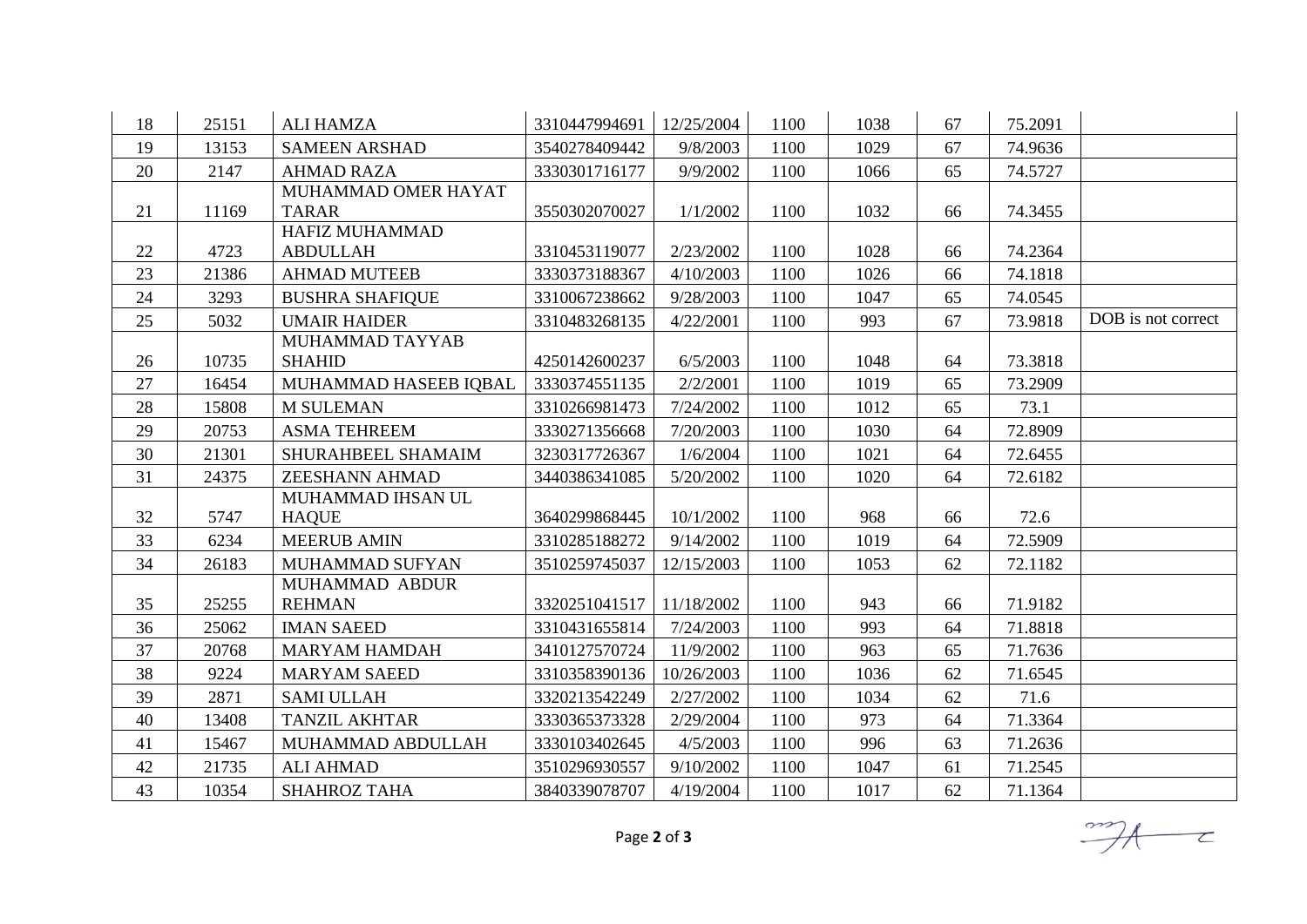| | | | | | | | | | |
|---|---|---|---|---|---|---|---|---|---|
| 18 | 25151 | ALI HAMZA | 3310447994691 | 12/25/2004 | 1100 | 1038 | 67 | 75.2091 | |
| 19 | 13153 | SAMEEN ARSHAD | 3540278409442 | 9/8/2003 | 1100 | 1029 | 67 | 74.9636 | |
| 20 | 2147 | AHMAD RAZA | 3330301716177 | 9/9/2002 | 1100 | 1066 | 65 | 74.5727 | |
| 21 | 11169 | MUHAMMAD OMER HAYAT TARAR | 3550302070027 | 1/1/2002 | 1100 | 1032 | 66 | 74.3455 | |
| 22 | 4723 | HAFIZ MUHAMMAD ABDULLAH | 3310453119077 | 2/23/2002 | 1100 | 1028 | 66 | 74.2364 | |
| 23 | 21386 | AHMAD MUTEEB | 3330373188367 | 4/10/2003 | 1100 | 1026 | 66 | 74.1818 | |
| 24 | 3293 | BUSHRA SHAFIQUE | 3310067238662 | 9/28/2003 | 1100 | 1047 | 65 | 74.0545 | |
| 25 | 5032 | UMAIR HAIDER | 3310483268135 | 4/22/2001 | 1100 | 993 | 67 | 73.9818 | DOB is not correct |
| 26 | 10735 | MUHAMMAD TAYYAB SHAHID | 4250142600237 | 6/5/2003 | 1100 | 1048 | 64 | 73.3818 | |
| 27 | 16454 | MUHAMMAD HASEEB IQBAL | 3330374551135 | 2/2/2001 | 1100 | 1019 | 65 | 73.2909 | |
| 28 | 15808 | M SULEMAN | 3310266981473 | 7/24/2002 | 1100 | 1012 | 65 | 73.1 | |
| 29 | 20753 | ASMA TEHREEM | 3330271356668 | 7/20/2003 | 1100 | 1030 | 64 | 72.8909 | |
| 30 | 21301 | SHURAHBEEL SHAMAIM | 3230317726367 | 1/6/2004 | 1100 | 1021 | 64 | 72.6455 | |
| 31 | 24375 | ZEESHANN AHMAD | 3440386341085 | 5/20/2002 | 1100 | 1020 | 64 | 72.6182 | |
| 32 | 5747 | MUHAMMAD IHSAN UL HAQUE | 3640299868445 | 10/1/2002 | 1100 | 968 | 66 | 72.6 | |
| 33 | 6234 | MEERUB AMIN | 3310285188272 | 9/14/2002 | 1100 | 1019 | 64 | 72.5909 | |
| 34 | 26183 | MUHAMMAD SUFYAN | 3510259745037 | 12/15/2003 | 1100 | 1053 | 62 | 72.1182 | |
| 35 | 25255 | MUHAMMAD ABDUR REHMAN | 3320251041517 | 11/18/2002 | 1100 | 943 | 66 | 71.9182 | |
| 36 | 25062 | IMAN SAEED | 3310431655814 | 7/24/2003 | 1100 | 993 | 64 | 71.8818 | |
| 37 | 20768 | MARYAM HAMDAH | 3410127570724 | 11/9/2002 | 1100 | 963 | 65 | 71.7636 | |
| 38 | 9224 | MARYAM SAEED | 3310358390136 | 10/26/2003 | 1100 | 1036 | 62 | 71.6545 | |
| 39 | 2871 | SAMI ULLAH | 3320213542249 | 2/27/2002 | 1100 | 1034 | 62 | 71.6 | |
| 40 | 13408 | TANZIL AKHTAR | 3330365373328 | 2/29/2004 | 1100 | 973 | 64 | 71.3364 | |
| 41 | 15467 | MUHAMMAD ABDULLAH | 3330103402645 | 4/5/2003 | 1100 | 996 | 63 | 71.2636 | |
| 42 | 21735 | ALI AHMAD | 3510296930557 | 9/10/2002 | 1100 | 1047 | 61 | 71.2545 | |
| 43 | 10354 | SHAHROZ TAHA | 3840339078707 | 4/19/2004 | 1100 | 1017 | 62 | 71.1364 | |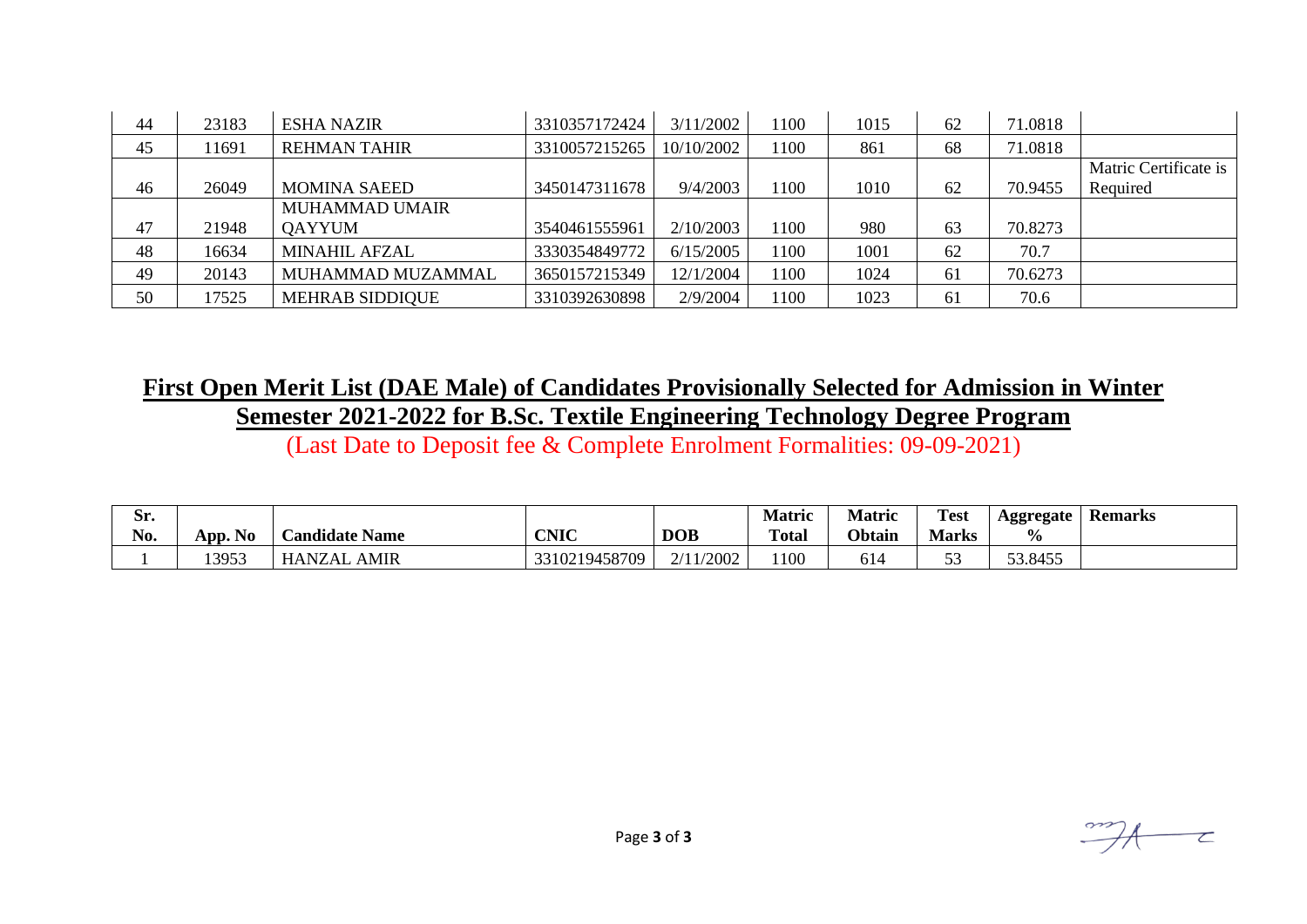| | | | | | | | | | |
|---|---|---|---|---|---|---|---|---|---|
| 44 | 23183 | ESHA NAZIR | 3310357172424 | 3/11/2002 | 1100 | 1015 | 62 | 71.0818 | |
| 45 | 11691 | REHMAN TAHIR | 3310057215265 | 10/10/2002 | 1100 | 861 | 68 | 71.0818 | |
| 46 | 26049 | MOMINA SAEED | 3450147311678 | 9/4/2003 | 1100 | 1010 | 62 | 70.9455 | Matric Certificate is Required |
| 47 | 21948 | MUHAMMAD UMAIR QAYYUM | 3540461555961 | 2/10/2003 | 1100 | 980 | 63 | 70.8273 | |
| 48 | 16634 | MINAHIL AFZAL | 3330354849772 | 6/15/2005 | 1100 | 1001 | 62 | 70.7 | |
| 49 | 20143 | MUHAMMAD MUZAMMAL | 3650157215349 | 12/1/2004 | 1100 | 1024 | 61 | 70.6273 | |
| 50 | 17525 | MEHRAB SIDDIQUE | 3310392630898 | 2/9/2004 | 1100 | 1023 | 61 | 70.6 | |

## First Open Merit List (DAE Male) of Candidates Provisionally Selected for Admission in Winter Semester 2021-2022 for B.Sc. Textile Engineering Technology Degree Program

(Last Date to Deposit fee & Complete Enrolment Formalities: 09-09-2021)

| Sr. No. | App. No | Candidate Name | CNIC | DOB | Matric Total | Matric Obtain | Test Marks | Aggregate % | Remarks |
|---|---|---|---|---|---|---|---|---|---|
| 1 | 13953 | HANZAL AMIR | 3310219458709 | 2/11/2002 | 1100 | 614 | 53 | 53.8455 | |